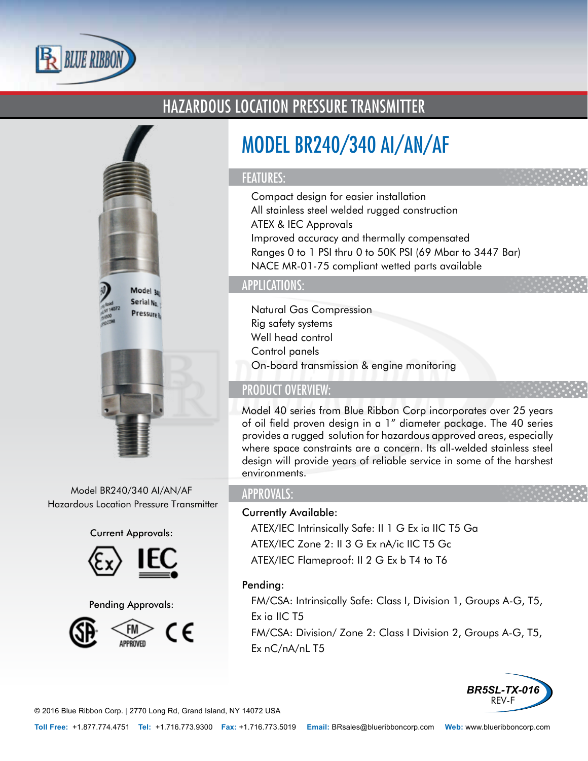# HAZARDOUS LOCATION PRESSURE TRANSMITTER

## MODEL BR240/340 AI/AN/AF

### FEATURES:

- Compact design for easier installation
- All stainless steel welded rugged construction
- ATEX & IEC Approvals
- Improved accuracy and thermally compensated
- Ranges 0 to 1 PSI thru 0 to 50K PSI (69 Mbar to 3447 Bar)
- NACE MR-01-75 compliant wetted parts available

### APPLICATIONS:

- Natural Gas Compression
- Rig safety systems
- Well head control
- Control panels
- On-board transmission & engine monitoring

### PRODUCT OVERVIEW:

Model 40 series from Blue Ribbon Corp incorporates over 25 years of oil field proven design in a 1" diameter package. The 40 series provides a rugged solution for hazardous approved areas, especially where space constraints are a concern. Its all-welded stainless steel design will provide years of reliable service in some of the harshest environments.

### APPROVALS:

**Currently Available:**

- ATEX/IEC Intrinsically Safe: II 1 G Ex ia IIC T5 Ga
- ATEX/IEC Zone 2: II 3 G Ex nA/ic IIC T5 Gc
- ATEX/IEC Flameproof: II 2 G Ex b T4 to T6

**Pending:**

- FM/CSA: Intrinsically Safe: Class I, Division 1, Groups A-G, T5, Ex ia IIC T5
- FM/CSA: Division/ Zone 2: Class I Division 2, Groups A-G, T5, Ex nC/nA/nL T5

Model BR240/340 AI/AN/AF
Hazardous Location Pressure Transmitter

Current Approvals:

Pending Approvals:

BR5SL-TX-016
REV-F

© 2016 Blue Ribbon Corp. | 2770 Long Rd, Grand Island, NY 14072 USA

**Toll Free:** +1.877.774.4751 **Tel:** +1.716.773.9300 **Fax:** +1.716.773.5019 **Email:** BRsales@blueribboncorp.com **Web:** www.blueribboncorp.com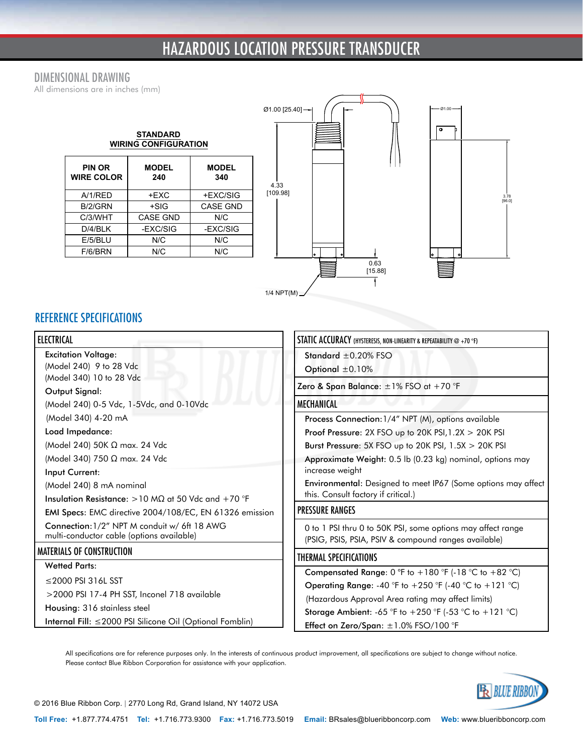# HAZARDOUS LOCATION PRESSURE TRANSDUCER

## DIMENSIONAL DRAWING

All dimensions are in inches (mm)

**STANDARD WIRING CONFIGURATION**

| PIN OR WIRE COLOR | MODEL 240 | MODEL 340 |
|---|---|---|
| A/1/RED | +EXC | +EXC/SIG |
| B/2/GRN | +SIG | CASE GND |
| C/3/WHT | CASE GND | N/C |
| D/4/BLK | -EXC/SIG | -EXC/SIG |
| E/5/BLU | N/C | N/C |
| F/6/BRN | N/C | N/C |

Ø1.00 [25.40]

4.33 [109.98]

0.63 [15.88]

1/4 NPT(M)

Ø1.00

3.78 [96.0]

## REFERENCE SPECIFICATIONS

### ELECTRICAL

**Excitation Voltage:**
(Model 240) 9 to 28 Vdc
(Model 340) 10 to 28 Vdc

**Output Signal:**
(Model 240) 0-5 Vdc, 1-5Vdc, and 0-10Vdc
(Model 340) 4-20 mA

**Load Impedance:**
(Model 240) 50K Ω max. 24 Vdc
(Model 340) 750 Ω max. 24 Vdc

**Input Current:**
(Model 240) 8 mA nominal

**Insulation Resistance:** >10 MΩ at 50 Vdc and +70 °F

**EMI Specs:** EMC directive 2004/108/EC, EN 61326 emission

**Connection:** 1/2" NPT M conduit w/ 6ft 18 AWG multi-conductor cable (options available)

### MATERIALS OF CONSTRUCTION

**Wetted Parts:**
≤2000 PSI 316L SST
>2000 PSI 17-4 PH SST, Inconel 718 available

**Housing:** 316 stainless steel

**Internal Fill:** ≤2000 PSI Silicone Oil (Optional Fomblin)

### STATIC ACCURACY (HYSTERESIS, NON-LINEARITY & REPEATABILITY @ +70 °F)

Standard ±0.20% FSO
Optional ±0.10%

Zero & Span Balance: ±1% FSO at +70 °F

### MECHANICAL

**Process Connection:** 1/4" NPT (M), options available

**Proof Pressure:** 2X FSO up to 20K PSI, 1.2X > 20K PSI

**Burst Pressure:** 5X FSO up to 20K PSI, 1.5X > 20K PSI

**Approximate Weight:** 0.5 lb (0.23 kg) nominal, options may increase weight

**Environmental:** Designed to meet IP67 (Some options may affect this. Consult factory if critical.)

### PRESSURE RANGES

0 to 1 PSI thru 0 to 50K PSI, some options may affect range (PSIG, PSIS, PSIA, PSIV & compound ranges available)

### THERMAL SPECIFICATIONS

**Compensated Range:** 0 °F to +180 °F (-18 °C to +82 °C)

**Operating Range:** -40 °F to +250 °F (-40 °C to +121 °C)
(Hazardous Approval Area rating may affect limits)

**Storage Ambient:** -65 °F to +250 °F (-53 °C to +121 °C)

**Effect on Zero/Span:** ±1.0% FSO/100 °F

All specifications are for reference purposes only. In the interests of continuous product improvement, all specifications are subject to change without notice. Please contact Blue Ribbon Corporation for assistance with your application.

© 2016 Blue Ribbon Corp. | 2770 Long Rd, Grand Island, NY 14072 USA

**Toll Free:** +1.877.774.4751 **Tel:** +1.716.773.9300 **Fax:** +1.716.773.5019 **Email:** BRsales@blueribboncorp.com **Web:** www.blueribboncorp.com